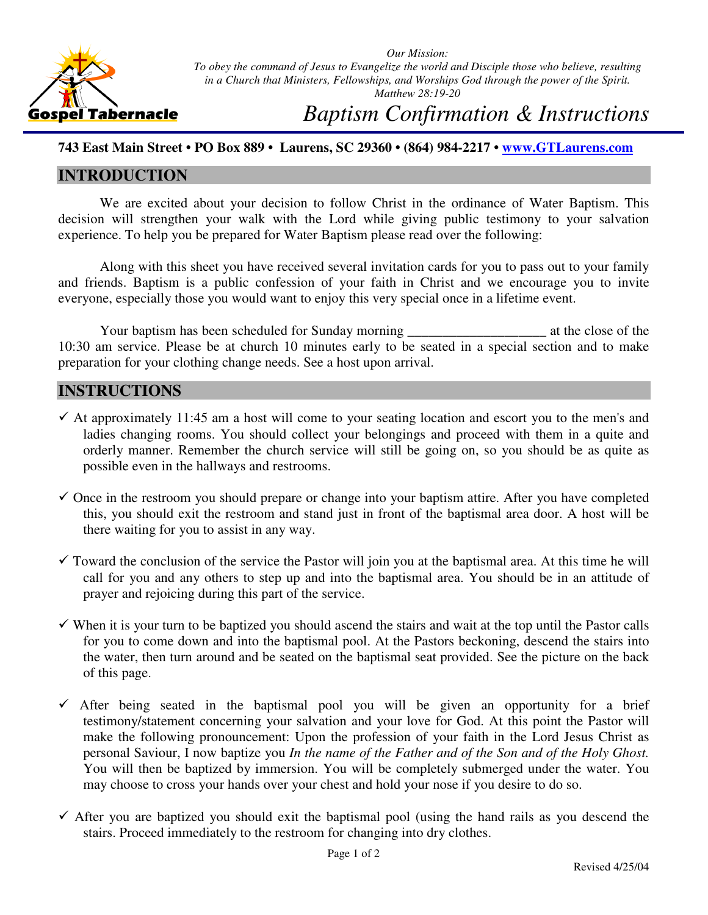Gospel Tabernacle

*Our Mission:*
*To obey the command of Jesus to Evangelize the world and Disciple those who believe, resulting in a Church that Ministers, Fellowships, and Worships God through the power of the Spirit.*
*Matthew 28:19-20*

# *Baptism Confirmation & Instructions*

**743 East Main Street • PO Box 889 • Laurens, SC 29360 • (864) 984-2217 • [www.GTLaurens.com](http://www.GTLaurens.com)**

## INTRODUCTION

We are excited about your decision to follow Christ in the ordinance of Water Baptism. This decision will strengthen your walk with the Lord while giving public testimony to your salvation experience. To help you be prepared for Water Baptism please read over the following:

Along with this sheet you have received several invitation cards for you to pass out to your family and friends. Baptism is a public confession of your faith in Christ and we encourage you to invite everyone, especially those you would want to enjoy this very special once in a lifetime event.

Your baptism has been scheduled for Sunday morning ____________________ at the close of the 10:30 am service. Please be at church 10 minutes early to be seated in a special section and to make preparation for your clothing change needs. See a host upon arrival.

## INSTRUCTIONS

- ✓ At approximately 11:45 am a host will come to your seating location and escort you to the men's and ladies changing rooms. You should collect your belongings and proceed with them in a quite and orderly manner. Remember the church service will still be going on, so you should be as quite as possible even in the hallways and restrooms.

- ✓ Once in the restroom you should prepare or change into your baptism attire. After you have completed this, you should exit the restroom and stand just in front of the baptismal area door. A host will be there waiting for you to assist in any way.

- ✓ Toward the conclusion of the service the Pastor will join you at the baptismal area. At this time he will call for you and any others to step up and into the baptismal area. You should be in an attitude of prayer and rejoicing during this part of the service.

- ✓ When it is your turn to be baptized you should ascend the stairs and wait at the top until the Pastor calls for you to come down and into the baptismal pool. At the Pastors beckoning, descend the stairs into the water, then turn around and be seated on the baptismal seat provided. See the picture on the back of this page.

- ✓ After being seated in the baptismal pool you will be given an opportunity for a brief testimony/statement concerning your salvation and your love for God. At this point the Pastor will make the following pronouncement: Upon the profession of your faith in the Lord Jesus Christ as personal Saviour, I now baptize you *In the name of the Father and of the Son and of the Holy Ghost.* You will then be baptized by immersion. You will be completely submerged under the water. You may choose to cross your hands over your chest and hold your nose if you desire to do so.

- ✓ After you are baptized you should exit the baptismal pool (using the hand rails as you descend the stairs. Proceed immediately to the restroom for changing into dry clothes.

Revised 4/25/04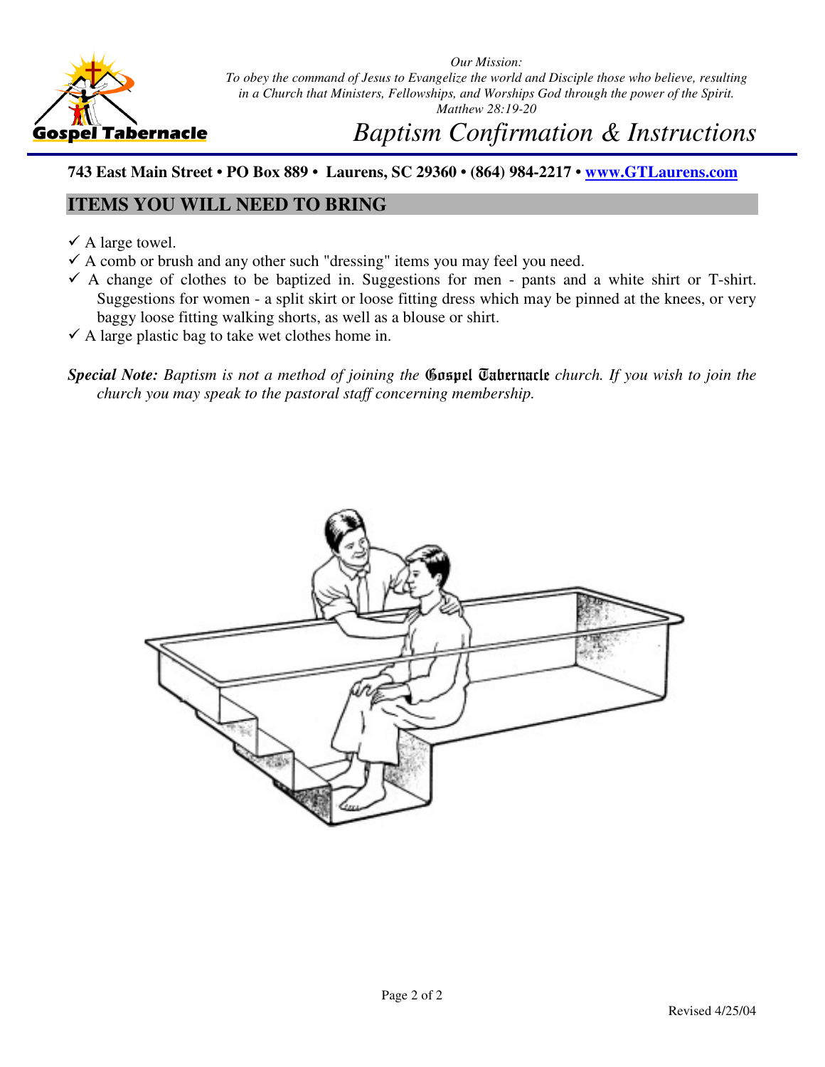*Our Mission:*
*To obey the command of Jesus to Evangelize the world and Disciple those who believe, resulting in a Church that Ministers, Fellowships, and Worships God through the power of the Spirit.*
*Matthew 28:19-20*

Gospel Tabernacle

# *Baptism Confirmation & Instructions*

**743 East Main Street • PO Box 889 • Laurens, SC 29360 • (864) 984-2217 • [www.GTLaurens.com](http://www.GTLaurens.com)**

## ITEMS YOU WILL NEED TO BRING

- ✓ A large towel.
- ✓ A comb or brush and any other such "dressing" items you may feel you need.
- ✓ A change of clothes to be baptized in. Suggestions for men - pants and a white shirt or T-shirt. Suggestions for women - a split skirt or loose fitting dress which may be pinned at the knees, or very baggy loose fitting walking shorts, as well as a blouse or shirt.
- ✓ A large plastic bag to take wet clothes home in.

***Special Note:*** *Baptism is not a method of joining the Gospel Tabernacle church. If you wish to join the church you may speak to the pastoral staff concerning membership.*

Revised 4/25/04